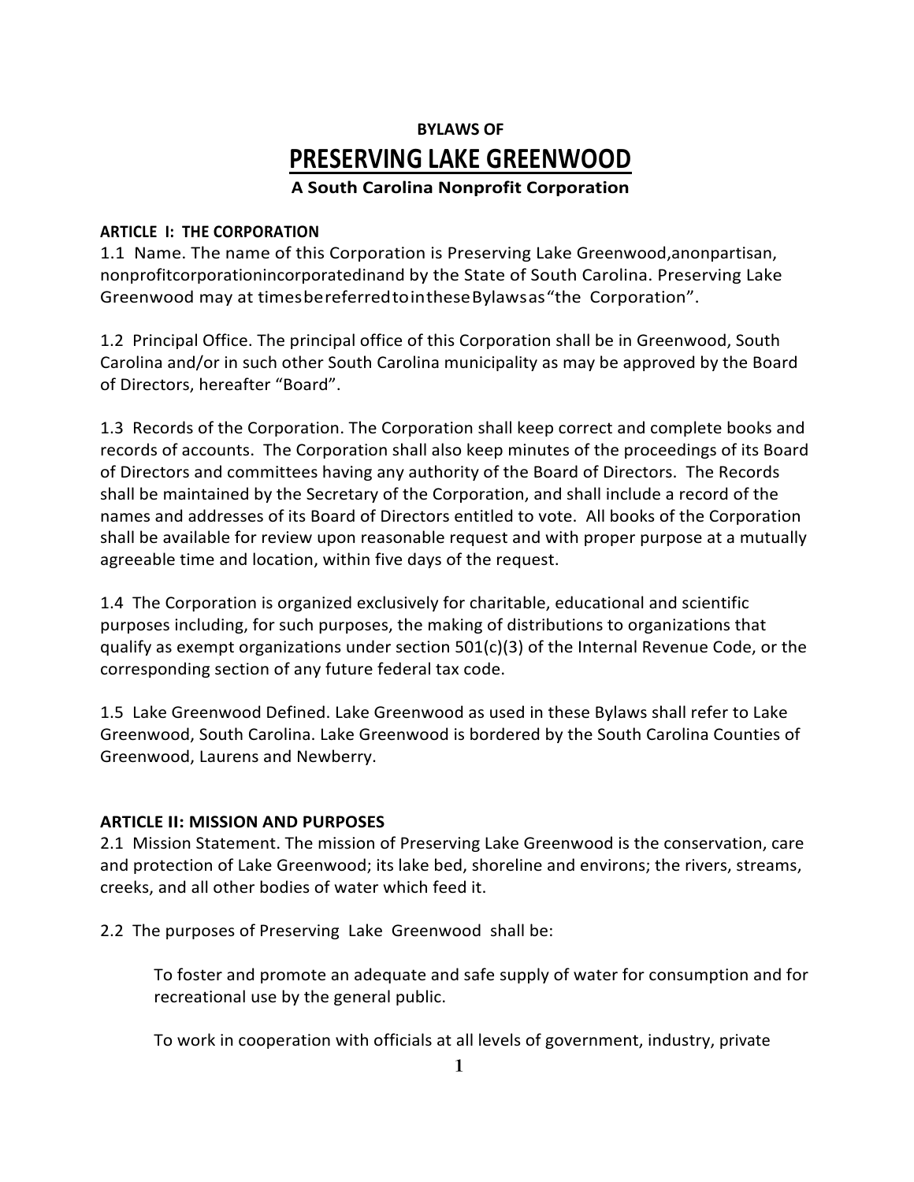**BYLAWS OF**

# PRESERVING LAKE GREENWOOD

**A South Carolina Nonprofit Corporation**

**ARTICLE I: THE CORPORATION**

1.1 Name. The name of this Corporation is Preserving Lake Greenwood, a nonpartisan, nonprofit corporation incorporated in and by the State of South Carolina. Preserving Lake Greenwood may at times be referred to in these Bylaws as "the Corporation".

1.2 Principal Office. The principal office of this Corporation shall be in Greenwood, South Carolina and/or in such other South Carolina municipality as may be approved by the Board of Directors, hereafter "Board".

1.3 Records of the Corporation. The Corporation shall keep correct and complete books and records of accounts. The Corporation shall also keep minutes of the proceedings of its Board of Directors and committees having any authority of the Board of Directors. The Records shall be maintained by the Secretary of the Corporation, and shall include a record of the names and addresses of its Board of Directors entitled to vote. All books of the Corporation shall be available for review upon reasonable request and with proper purpose at a mutually agreeable time and location, within five days of the request.

1.4 The Corporation is organized exclusively for charitable, educational and scientific purposes including, for such purposes, the making of distributions to organizations that qualify as exempt organizations under section 501(c)(3) of the Internal Revenue Code, or the corresponding section of any future federal tax code.

1.5 Lake Greenwood Defined. Lake Greenwood as used in these Bylaws shall refer to Lake Greenwood, South Carolina. Lake Greenwood is bordered by the South Carolina Counties of Greenwood, Laurens and Newberry.

**ARTICLE II: MISSION AND PURPOSES**

2.1 Mission Statement. The mission of Preserving Lake Greenwood is the conservation, care and protection of Lake Greenwood; its lake bed, shoreline and environs; the rivers, streams, creeks, and all other bodies of water which feed it.

2.2 The purposes of Preserving Lake Greenwood shall be:

> To foster and promote an adequate and safe supply of water for consumption and for recreational use by the general public.
>
> To work in cooperation with officials at all levels of government, industry, private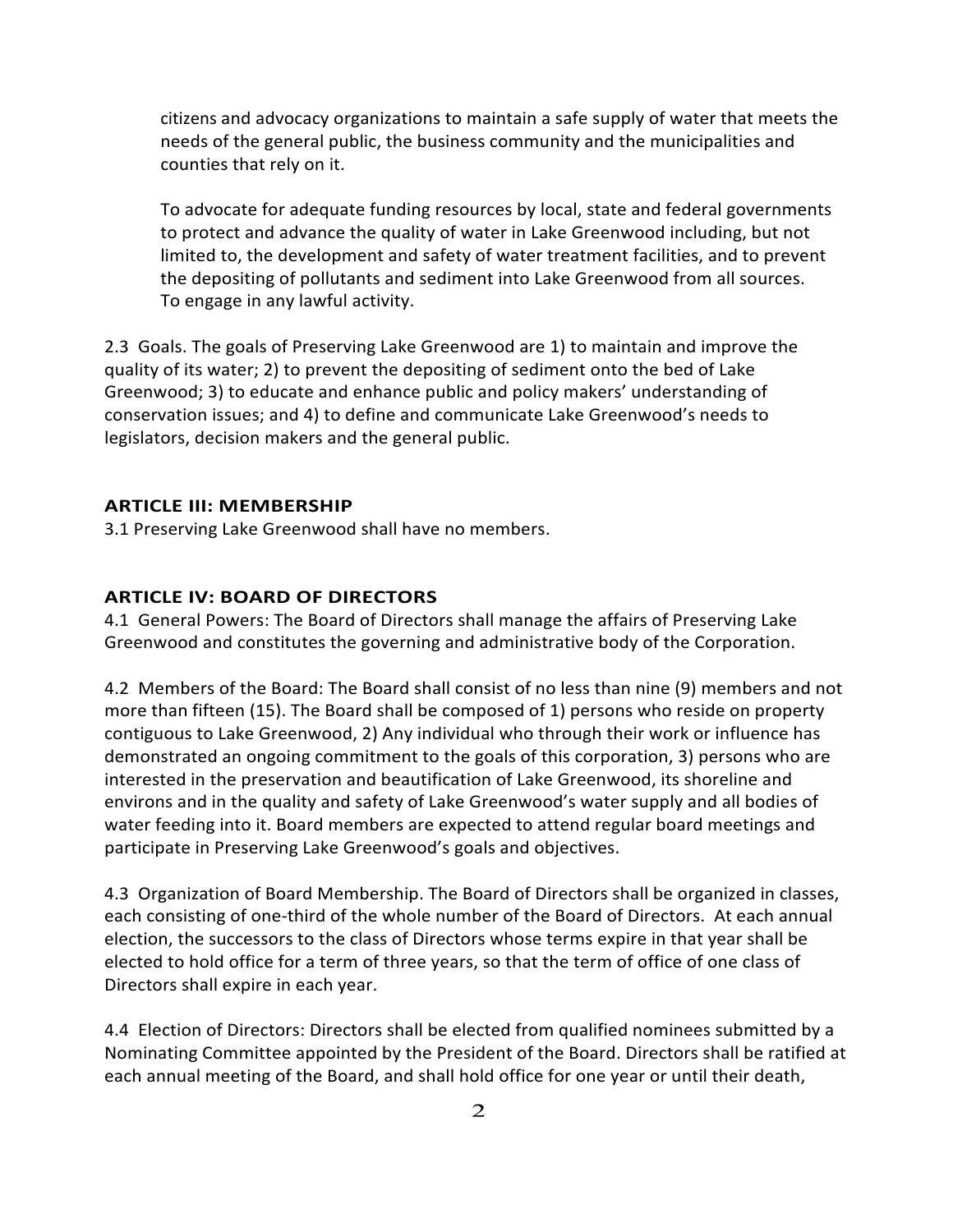citizens and advocacy organizations to maintain a safe supply of water that meets the needs of the general public, the business community and the municipalities and counties that rely on it.

To advocate for adequate funding resources by local, state and federal governments to protect and advance the quality of water in Lake Greenwood including, but not limited to, the development and safety of water treatment facilities, and to prevent the depositing of pollutants and sediment into Lake Greenwood from all sources.
To engage in any lawful activity.

2.3 Goals. The goals of Preserving Lake Greenwood are 1) to maintain and improve the quality of its water; 2) to prevent the depositing of sediment onto the bed of Lake Greenwood; 3) to educate and enhance public and policy makers' understanding of conservation issues; and 4) to define and communicate Lake Greenwood's needs to legislators, decision makers and the general public.

## ARTICLE III: MEMBERSHIP

3.1 Preserving Lake Greenwood shall have no members.

## ARTICLE IV: BOARD OF DIRECTORS

4.1 General Powers: The Board of Directors shall manage the affairs of Preserving Lake Greenwood and constitutes the governing and administrative body of the Corporation.

4.2 Members of the Board: The Board shall consist of no less than nine (9) members and not more than fifteen (15). The Board shall be composed of 1) persons who reside on property contiguous to Lake Greenwood, 2) Any individual who through their work or influence has demonstrated an ongoing commitment to the goals of this corporation, 3) persons who are interested in the preservation and beautification of Lake Greenwood, its shoreline and environs and in the quality and safety of Lake Greenwood's water supply and all bodies of water feeding into it. Board members are expected to attend regular board meetings and participate in Preserving Lake Greenwood's goals and objectives.

4.3 Organization of Board Membership. The Board of Directors shall be organized in classes, each consisting of one-third of the whole number of the Board of Directors. At each annual election, the successors to the class of Directors whose terms expire in that year shall be elected to hold office for a term of three years, so that the term of office of one class of Directors shall expire in each year.

4.4 Election of Directors: Directors shall be elected from qualified nominees submitted by a Nominating Committee appointed by the President of the Board. Directors shall be ratified at each annual meeting of the Board, and shall hold office for one year or until their death,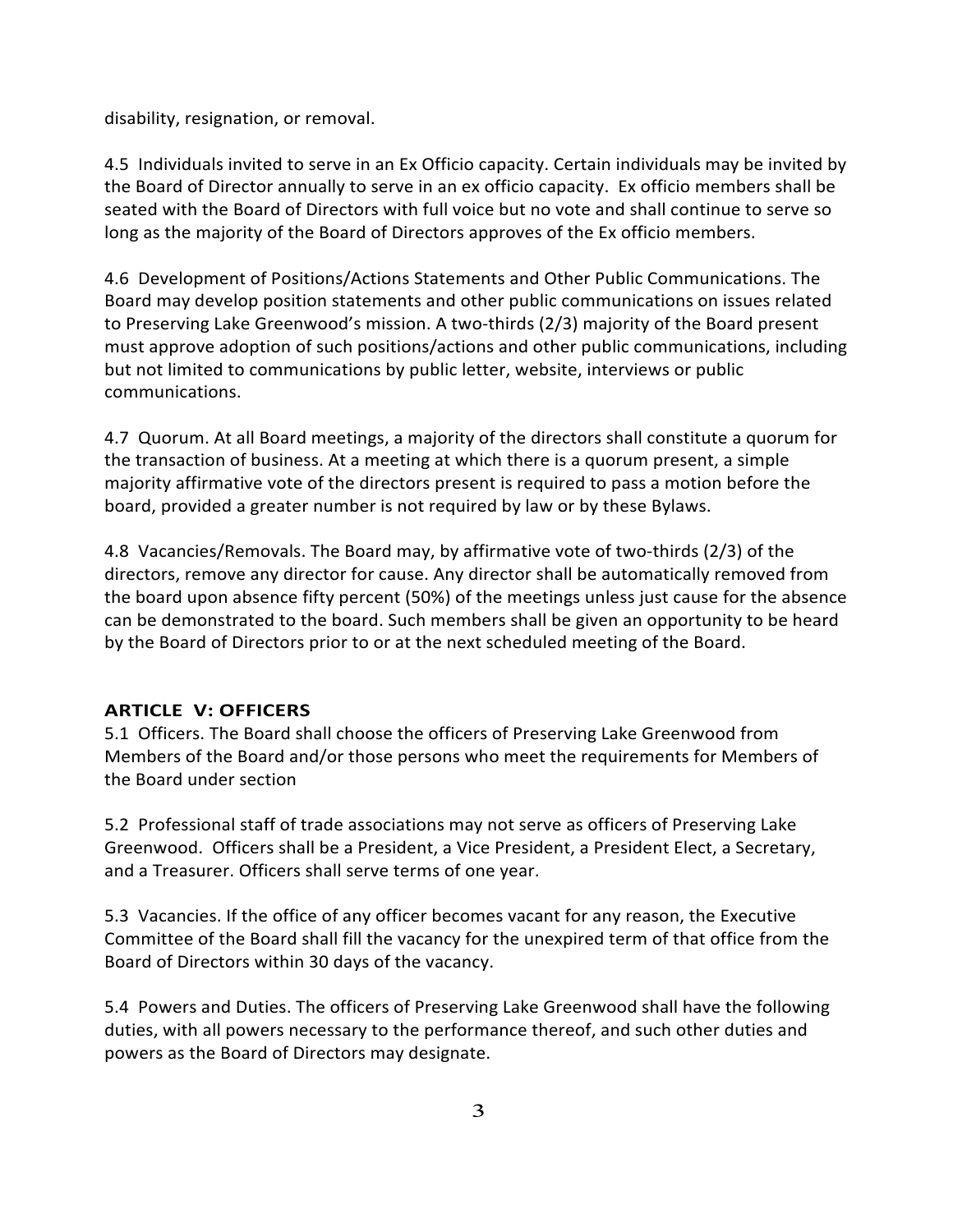disability, resignation, or removal.

4.5 Individuals invited to serve in an Ex Officio capacity. Certain individuals may be invited by the Board of Director annually to serve in an ex officio capacity. Ex officio members shall be seated with the Board of Directors with full voice but no vote and shall continue to serve so long as the majority of the Board of Directors approves of the Ex officio members.

4.6 Development of Positions/Actions Statements and Other Public Communications. The Board may develop position statements and other public communications on issues related to Preserving Lake Greenwood's mission. A two-thirds (2/3) majority of the Board present must approve adoption of such positions/actions and other public communications, including but not limited to communications by public letter, website, interviews or public communications.

4.7 Quorum. At all Board meetings, a majority of the directors shall constitute a quorum for the transaction of business. At a meeting at which there is a quorum present, a simple majority affirmative vote of the directors present is required to pass a motion before the board, provided a greater number is not required by law or by these Bylaws.

4.8 Vacancies/Removals. The Board may, by affirmative vote of two-thirds (2/3) of the directors, remove any director for cause. Any director shall be automatically removed from the board upon absence fifty percent (50%) of the meetings unless just cause for the absence can be demonstrated to the board. Such members shall be given an opportunity to be heard by the Board of Directors prior to or at the next scheduled meeting of the Board.

## ARTICLE V: OFFICERS

5.1 Officers. The Board shall choose the officers of Preserving Lake Greenwood from Members of the Board and/or those persons who meet the requirements for Members of the Board under section

5.2 Professional staff of trade associations may not serve as officers of Preserving Lake Greenwood. Officers shall be a President, a Vice President, a President Elect, a Secretary, and a Treasurer. Officers shall serve terms of one year.

5.3 Vacancies. If the office of any officer becomes vacant for any reason, the Executive Committee of the Board shall fill the vacancy for the unexpired term of that office from the Board of Directors within 30 days of the vacancy.

5.4 Powers and Duties. The officers of Preserving Lake Greenwood shall have the following duties, with all powers necessary to the performance thereof, and such other duties and powers as the Board of Directors may designate.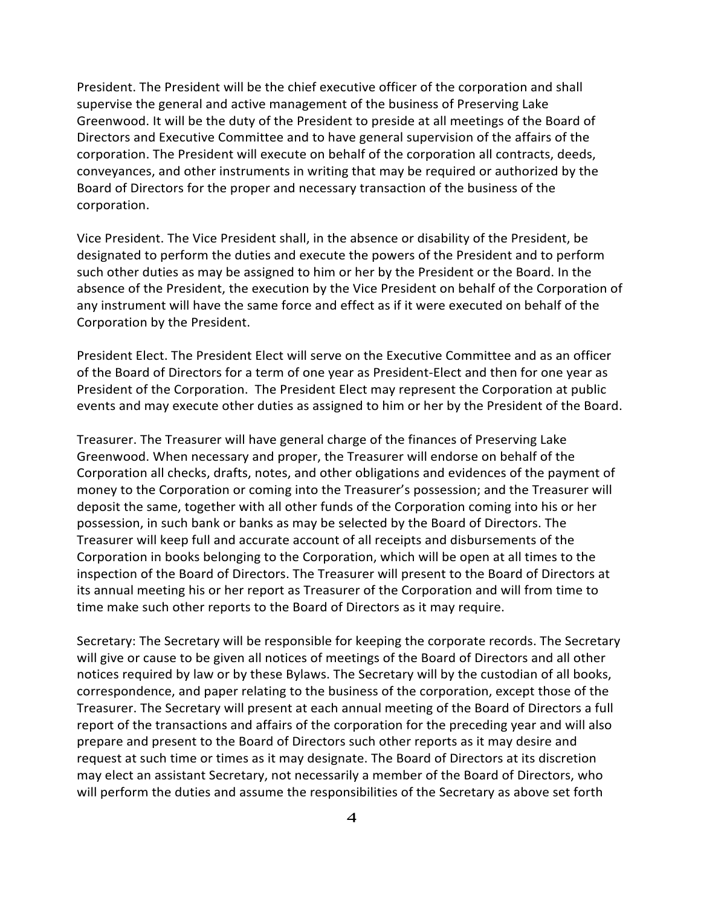President. The President will be the chief executive officer of the corporation and shall supervise the general and active management of the business of Preserving Lake Greenwood. It will be the duty of the President to preside at all meetings of the Board of Directors and Executive Committee and to have general supervision of the affairs of the corporation. The President will execute on behalf of the corporation all contracts, deeds, conveyances, and other instruments in writing that may be required or authorized by the Board of Directors for the proper and necessary transaction of the business of the corporation.

Vice President. The Vice President shall, in the absence or disability of the President, be designated to perform the duties and execute the powers of the President and to perform such other duties as may be assigned to him or her by the President or the Board. In the absence of the President, the execution by the Vice President on behalf of the Corporation of any instrument will have the same force and effect as if it were executed on behalf of the Corporation by the President.

President Elect. The President Elect will serve on the Executive Committee and as an officer of the Board of Directors for a term of one year as President-Elect and then for one year as President of the Corporation. The President Elect may represent the Corporation at public events and may execute other duties as assigned to him or her by the President of the Board.

Treasurer. The Treasurer will have general charge of the finances of Preserving Lake Greenwood. When necessary and proper, the Treasurer will endorse on behalf of the Corporation all checks, drafts, notes, and other obligations and evidences of the payment of money to the Corporation or coming into the Treasurer's possession; and the Treasurer will deposit the same, together with all other funds of the Corporation coming into his or her possession, in such bank or banks as may be selected by the Board of Directors. The Treasurer will keep full and accurate account of all receipts and disbursements of the Corporation in books belonging to the Corporation, which will be open at all times to the inspection of the Board of Directors. The Treasurer will present to the Board of Directors at its annual meeting his or her report as Treasurer of the Corporation and will from time to time make such other reports to the Board of Directors as it may require.

Secretary: The Secretary will be responsible for keeping the corporate records. The Secretary will give or cause to be given all notices of meetings of the Board of Directors and all other notices required by law or by these Bylaws. The Secretary will by the custodian of all books, correspondence, and paper relating to the business of the corporation, except those of the Treasurer. The Secretary will present at each annual meeting of the Board of Directors a full report of the transactions and affairs of the corporation for the preceding year and will also prepare and present to the Board of Directors such other reports as it may desire and request at such time or times as it may designate. The Board of Directors at its discretion may elect an assistant Secretary, not necessarily a member of the Board of Directors, who will perform the duties and assume the responsibilities of the Secretary as above set forth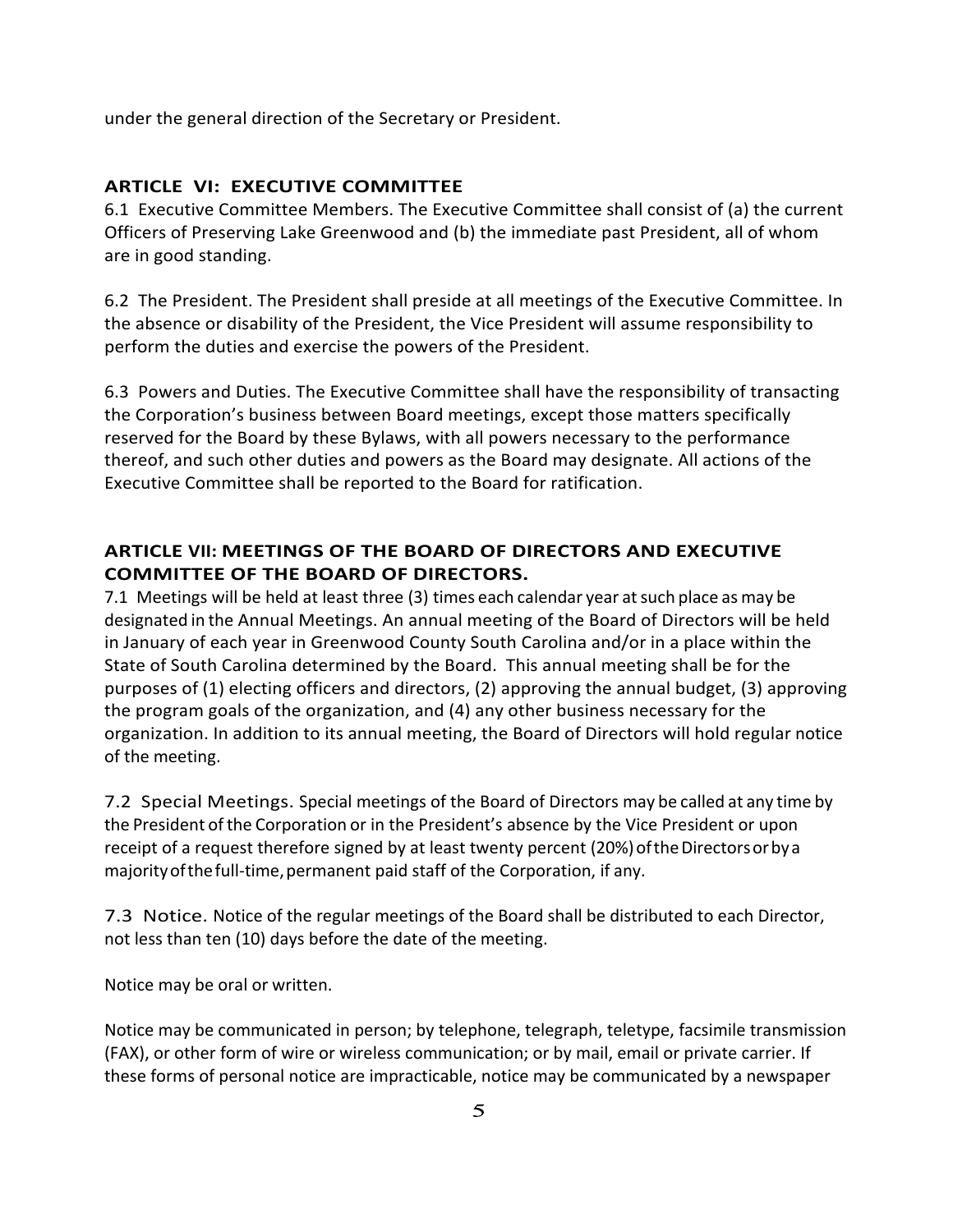under the general direction of the Secretary or President.

## ARTICLE VI: EXECUTIVE COMMITTEE

6.1 Executive Committee Members. The Executive Committee shall consist of (a) the current Officers of Preserving Lake Greenwood and (b) the immediate past President, all of whom are in good standing.

6.2 The President. The President shall preside at all meetings of the Executive Committee. In the absence or disability of the President, the Vice President will assume responsibility to perform the duties and exercise the powers of the President.

6.3 Powers and Duties. The Executive Committee shall have the responsibility of transacting the Corporation's business between Board meetings, except those matters specifically reserved for the Board by these Bylaws, with all powers necessary to the performance thereof, and such other duties and powers as the Board may designate. All actions of the Executive Committee shall be reported to the Board for ratification.

## ARTICLE VII: MEETINGS OF THE BOARD OF DIRECTORS AND EXECUTIVE COMMITTEE OF THE BOARD OF DIRECTORS.

7.1 Meetings will be held at least three (3) times each calendar year at such place as may be designated in the Annual Meetings. An annual meeting of the Board of Directors will be held in January of each year in Greenwood County South Carolina and/or in a place within the State of South Carolina determined by the Board. This annual meeting shall be for the purposes of (1) electing officers and directors, (2) approving the annual budget, (3) approving the program goals of the organization, and (4) any other business necessary for the organization. In addition to its annual meeting, the Board of Directors will hold regular notice of the meeting.

7.2 Special Meetings. Special meetings of the Board of Directors may be called at any time by the President of the Corporation or in the President's absence by the Vice President or upon receipt of a request therefore signed by at least twenty percent (20%) of the Directors or by a majority of the full-time, permanent paid staff of the Corporation, if any.

7.3 Notice. Notice of the regular meetings of the Board shall be distributed to each Director, not less than ten (10) days before the date of the meeting.

Notice may be oral or written.

Notice may be communicated in person; by telephone, telegraph, teletype, facsimile transmission (FAX), or other form of wire or wireless communication; or by mail, email or private carrier. If these forms of personal notice are impracticable, notice may be communicated by a newspaper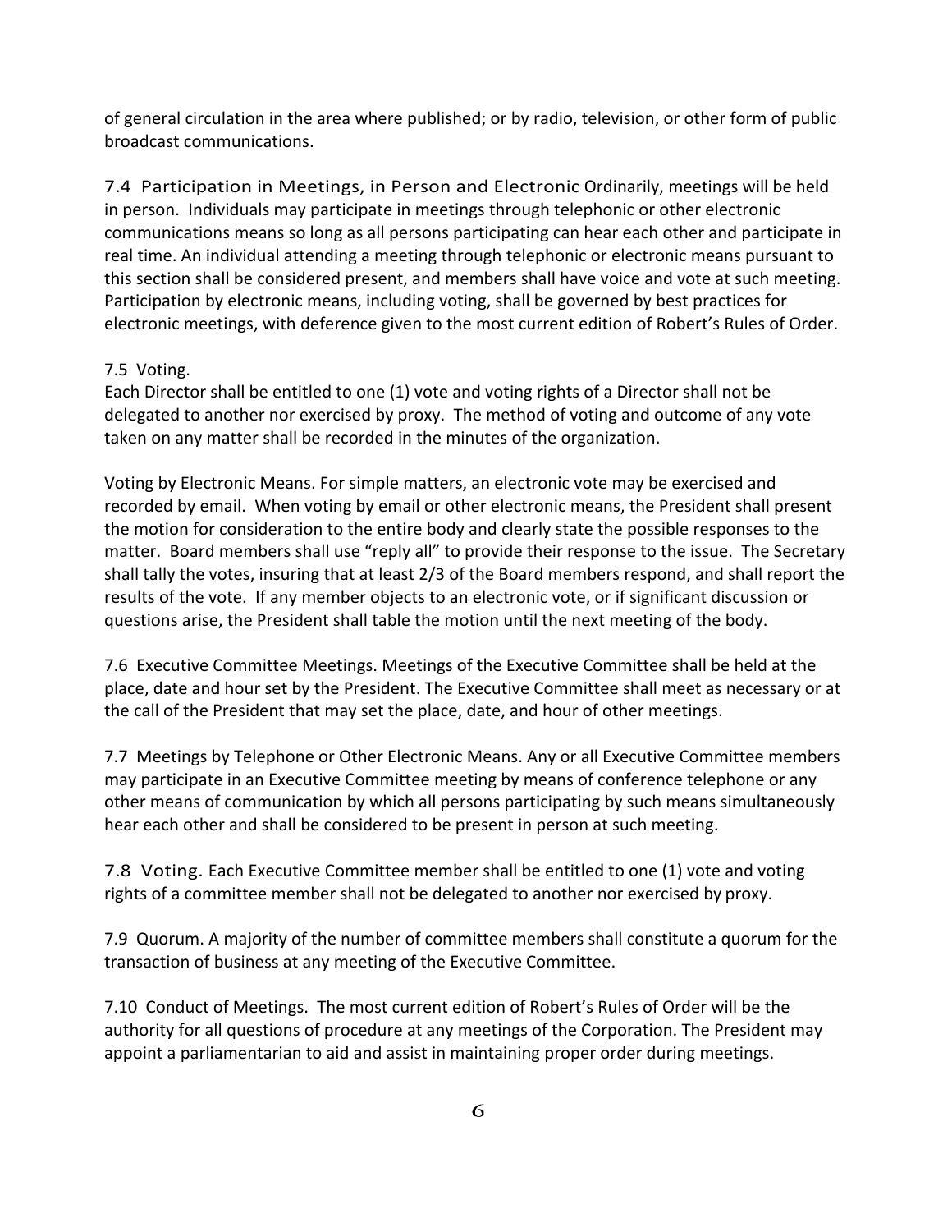of general circulation in the area where published; or by radio, television, or other form of public broadcast communications.

7.4 Participation in Meetings, in Person and Electronic Ordinarily, meetings will be held in person. Individuals may participate in meetings through telephonic or other electronic communications means so long as all persons participating can hear each other and participate in real time. An individual attending a meeting through telephonic or electronic means pursuant to this section shall be considered present, and members shall have voice and vote at such meeting. Participation by electronic means, including voting, shall be governed by best practices for electronic meetings, with deference given to the most current edition of Robert's Rules of Order.

7.5 Voting.
Each Director shall be entitled to one (1) vote and voting rights of a Director shall not be delegated to another nor exercised by proxy. The method of voting and outcome of any vote taken on any matter shall be recorded in the minutes of the organization.

Voting by Electronic Means. For simple matters, an electronic vote may be exercised and recorded by email. When voting by email or other electronic means, the President shall present the motion for consideration to the entire body and clearly state the possible responses to the matter. Board members shall use "reply all" to provide their response to the issue. The Secretary shall tally the votes, insuring that at least 2/3 of the Board members respond, and shall report the results of the vote. If any member objects to an electronic vote, or if significant discussion or questions arise, the President shall table the motion until the next meeting of the body.

7.6 Executive Committee Meetings. Meetings of the Executive Committee shall be held at the place, date and hour set by the President. The Executive Committee shall meet as necessary or at the call of the President that may set the place, date, and hour of other meetings.

7.7 Meetings by Telephone or Other Electronic Means. Any or all Executive Committee members may participate in an Executive Committee meeting by means of conference telephone or any other means of communication by which all persons participating by such means simultaneously hear each other and shall be considered to be present in person at such meeting.

7.8 Voting. Each Executive Committee member shall be entitled to one (1) vote and voting rights of a committee member shall not be delegated to another nor exercised by proxy.

7.9 Quorum. A majority of the number of committee members shall constitute a quorum for the transaction of business at any meeting of the Executive Committee.

7.10 Conduct of Meetings. The most current edition of Robert's Rules of Order will be the authority for all questions of procedure at any meetings of the Corporation. The President may appoint a parliamentarian to aid and assist in maintaining proper order during meetings.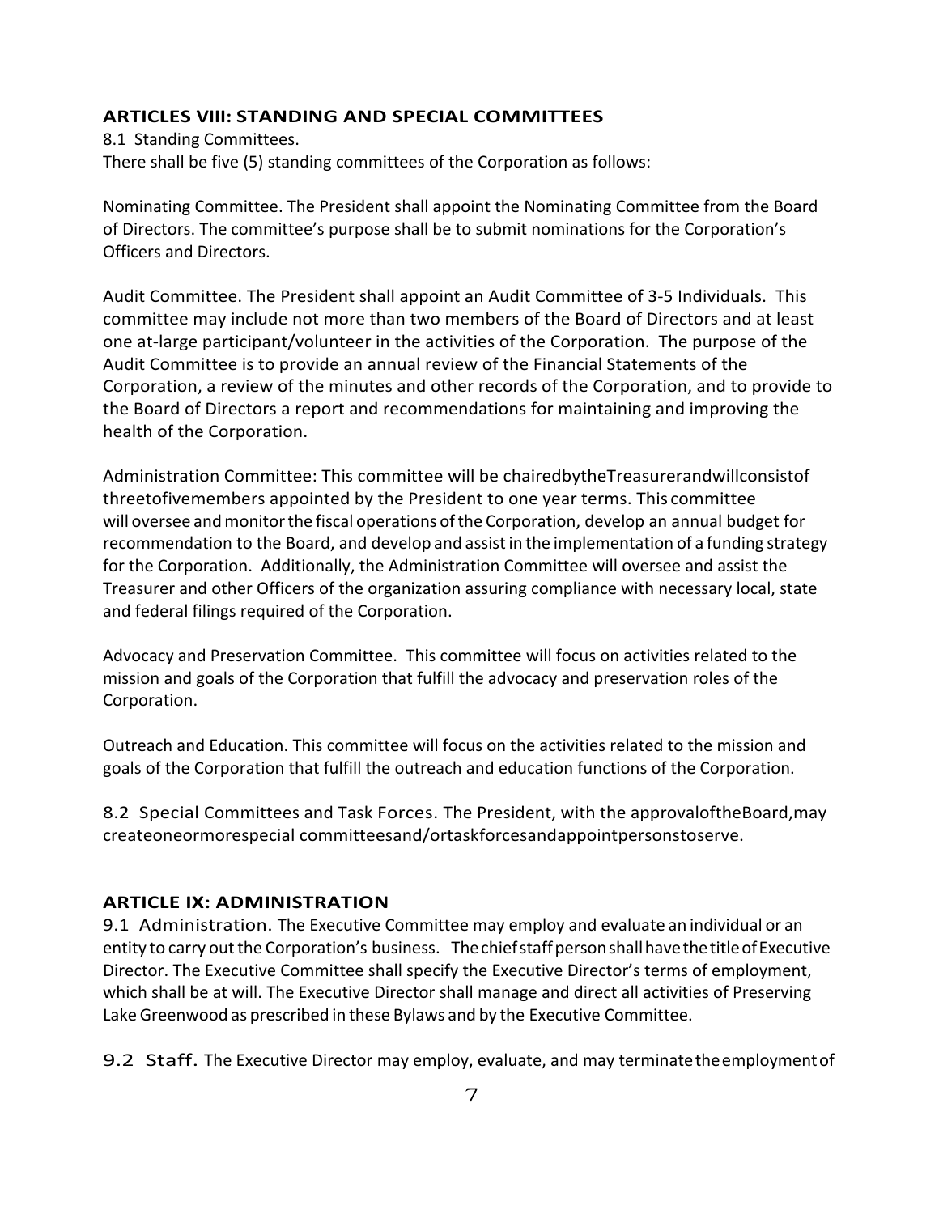## ARTICLES VIII: STANDING AND SPECIAL COMMITTEES

8.1 Standing Committees.
There shall be five (5) standing committees of the Corporation as follows:

Nominating Committee. The President shall appoint the Nominating Committee from the Board of Directors. The committee's purpose shall be to submit nominations for the Corporation's Officers and Directors.

Audit Committee. The President shall appoint an Audit Committee of 3-5 Individuals. This committee may include not more than two members of the Board of Directors and at least one at-large participant/volunteer in the activities of the Corporation. The purpose of the Audit Committee is to provide an annual review of the Financial Statements of the Corporation, a review of the minutes and other records of the Corporation, and to provide to the Board of Directors a report and recommendations for maintaining and improving the health of the Corporation.

Administration Committee: This committee will be chairedbytheTreasurerandwillconsistof threetofivemembers appointed by the President to one year terms. This committee will oversee and monitor the fiscal operations of the Corporation, develop an annual budget for recommendation to the Board, and develop and assist in the implementation of a funding strategy for the Corporation. Additionally, the Administration Committee will oversee and assist the Treasurer and other Officers of the organization assuring compliance with necessary local, state and federal filings required of the Corporation.

Advocacy and Preservation Committee. This committee will focus on activities related to the mission and goals of the Corporation that fulfill the advocacy and preservation roles of the Corporation.

Outreach and Education. This committee will focus on the activities related to the mission and goals of the Corporation that fulfill the outreach and education functions of the Corporation.

8.2 Special Committees and Task Forces. The President, with the approvaloftheBoard,may createoneormorespecial committeesand/ortaskforcesandappointpersonstoserve.

## ARTICLE IX: ADMINISTRATION

9.1 Administration. The Executive Committee may employ and evaluate an individual or an entity to carry out the Corporation's business. Thechiefstaffpersonshallhavethetitleof Executive Director. The Executive Committee shall specify the Executive Director's terms of employment, which shall be at will. The Executive Director shall manage and direct all activities of Preserving Lake Greenwood as prescribed in these Bylaws and by the Executive Committee.

9.2 Staff. The Executive Director may employ, evaluate, and may terminatetheemploymentof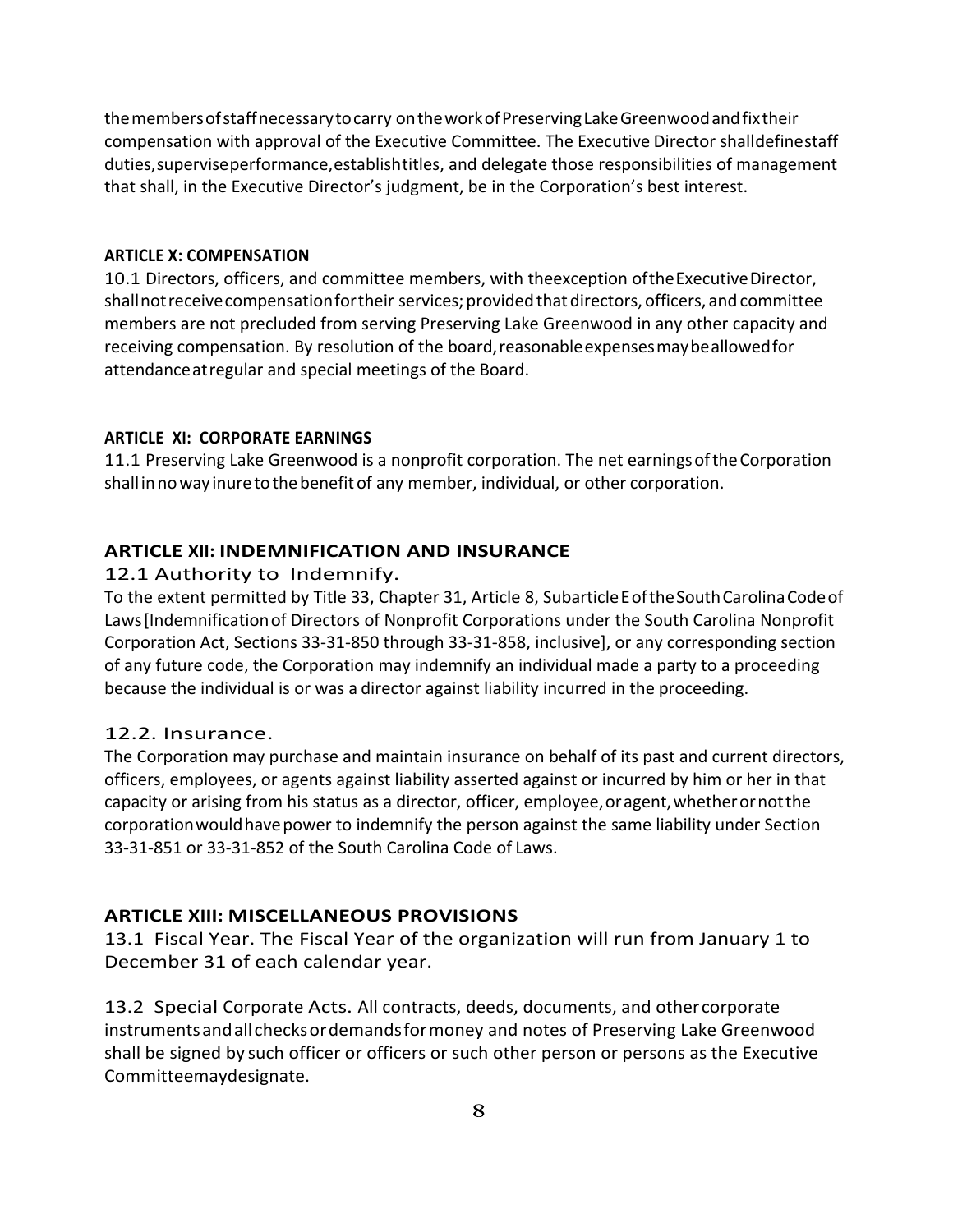the members of staff necessary to carry on the work of Preserving Lake Greenwood and fix their compensation with approval of the Executive Committee. The Executive Director shall define staff duties, supervise performance, establish titles, and delegate those responsibilities of management that shall, in the Executive Director's judgment, be in the Corporation's best interest.

**ARTICLE X: COMPENSATION**

10.1 Directors, officers, and committee members, with the exception of the Executive Director, shall not receive compensation for their services; provided that directors, officers, and committee members are not precluded from serving Preserving Lake Greenwood in any other capacity and receiving compensation. By resolution of the board, reasonable expenses may be allowed for attendance at regular and special meetings of the Board.

**ARTICLE XI: CORPORATE EARNINGS**

11.1 Preserving Lake Greenwood is a nonprofit corporation. The net earnings of the Corporation shall in no way inure to the benefit of any member, individual, or other corporation.

## ARTICLE XII: INDEMNIFICATION AND INSURANCE

### 12.1 Authority to Indemnify.

To the extent permitted by Title 33, Chapter 31, Article 8, Subarticle E of the South Carolina Code of Laws [Indemnification of Directors of Nonprofit Corporations under the South Carolina Nonprofit Corporation Act, Sections 33-31-850 through 33-31-858, inclusive], or any corresponding section of any future code, the Corporation may indemnify an individual made a party to a proceeding because the individual is or was a director against liability incurred in the proceeding.

### 12.2. Insurance.

The Corporation may purchase and maintain insurance on behalf of its past and current directors, officers, employees, or agents against liability asserted against or incurred by him or her in that capacity or arising from his status as a director, officer, employee, or agent, whether or not the corporation would have power to indemnify the person against the same liability under Section 33-31-851 or 33-31-852 of the South Carolina Code of Laws.

## ARTICLE XIII: MISCELLANEOUS PROVISIONS

13.1 Fiscal Year. The Fiscal Year of the organization will run from January 1 to December 31 of each calendar year.

13.2 Special Corporate Acts. All contracts, deeds, documents, and other corporate instruments and all checks or demands for money and notes of Preserving Lake Greenwood shall be signed by such officer or officers or such other person or persons as the Executive Committee may designate.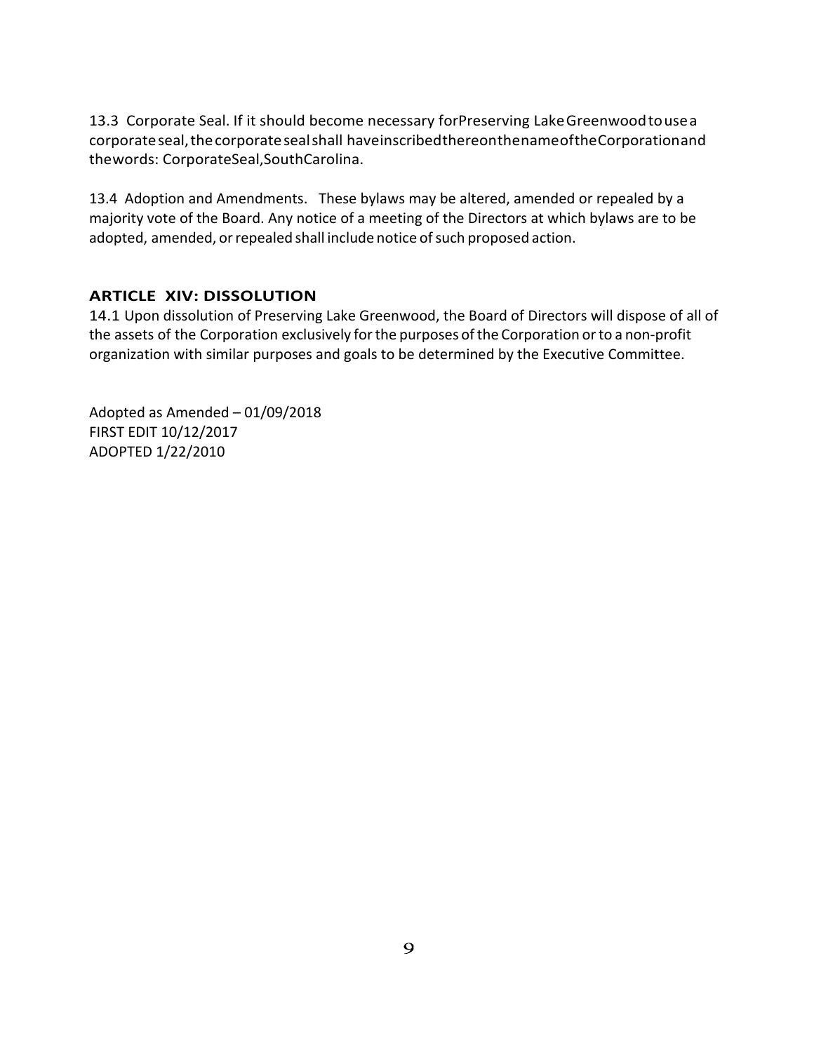13.3 Corporate Seal. If it should become necessary forPreserving LakeGreenwoodtousea corporateseal,thecorporatesealshall haveinscribedthereonthenameoftheCorporationand thewords: CorporateSeal,SouthCarolina.

13.4 Adoption and Amendments. These bylaws may be altered, amended or repealed by a majority vote of the Board. Any notice of a meeting of the Directors at which bylaws are to be adopted, amended, or repealed shall include notice of such proposed action.

### ARTICLE XIV: DISSOLUTION

14.1 Upon dissolution of Preserving Lake Greenwood, the Board of Directors will dispose of all of the assets of the Corporation exclusively for the purposes of the Corporation or to a non-profit organization with similar purposes and goals to be determined by the Executive Committee.

Adopted as Amended – 01/09/2018
FIRST EDIT 10/12/2017
ADOPTED 1/22/2010